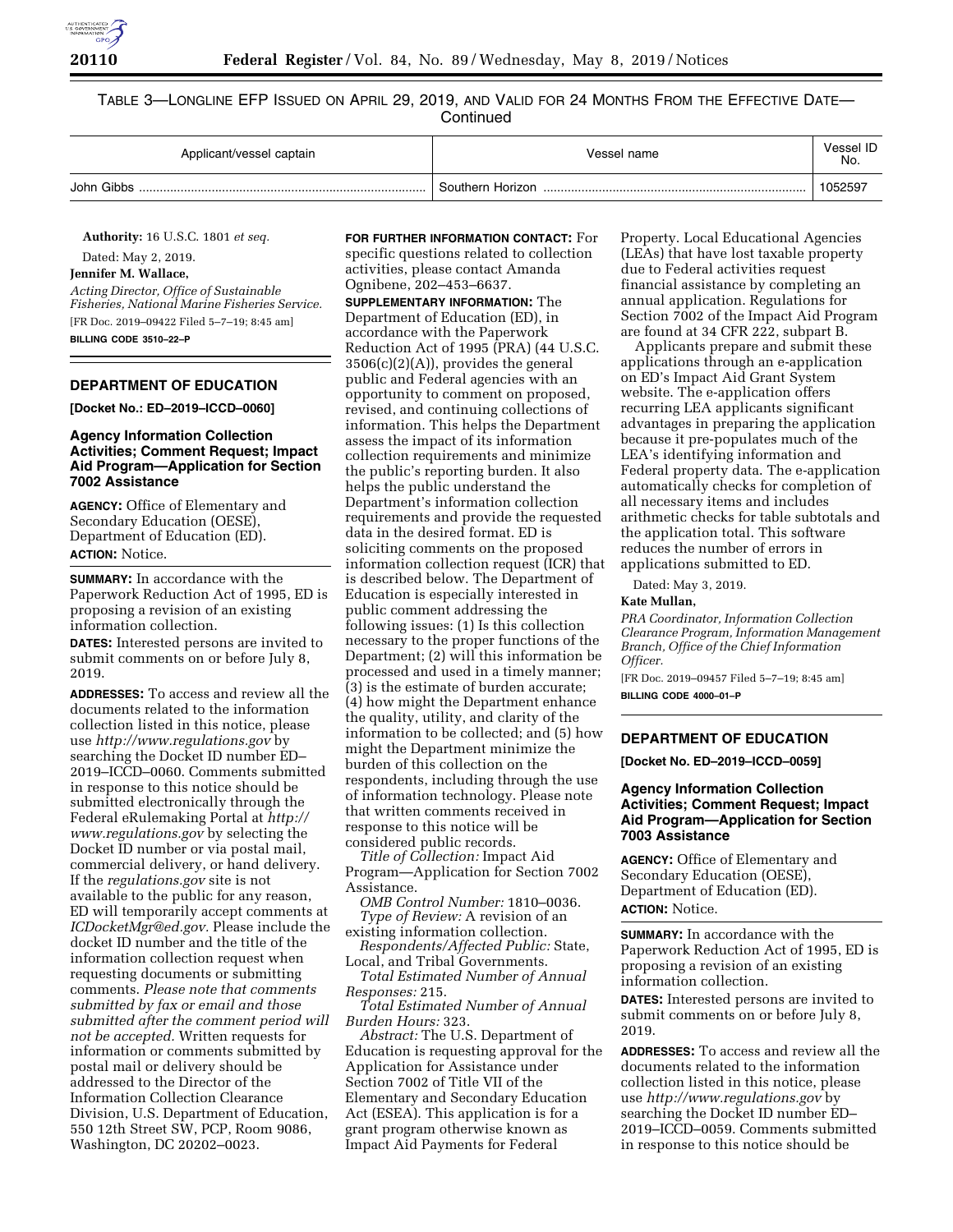TABLE 3—LONGLINE EFP ISSUED ON APRIL 29, 2019, AND VALID FOR 24 MONTHS FROM THE EFFECTIVE DATE—Continued

| Applicant/vessel captain | Vessel name | Vessel ID No. |
| --- | --- | --- |
| John Gibbs | Southern Horizon | 1052597 |

**Authority:** 16 U.S.C. 1801 *et seq.*

Dated: May 2, 2019.

**Jennifer M. Wallace,**

*Acting Director, Office of Sustainable Fisheries, National Marine Fisheries Service.*

[FR Doc. 2019–09422 Filed 5–7–19; 8:45 am]

**BILLING CODE 3510–22–P**

## DEPARTMENT OF EDUCATION

**[Docket No.: ED–2019–ICCD–0060]**

### Agency Information Collection Activities; Comment Request; Impact Aid Program—Application for Section 7002 Assistance

**AGENCY:** Office of Elementary and Secondary Education (OESE), Department of Education (ED).

**ACTION:** Notice.

**SUMMARY:** In accordance with the Paperwork Reduction Act of 1995, ED is proposing a revision of an existing information collection.

**DATES:** Interested persons are invited to submit comments on or before July 8, 2019.

**ADDRESSES:** To access and review all the documents related to the information collection listed in this notice, please use *http://www.regulations.gov* by searching the Docket ID number ED–2019–ICCD–0060. Comments submitted in response to this notice should be submitted electronically through the Federal eRulemaking Portal at *http://www.regulations.gov* by selecting the Docket ID number or via postal mail, commercial delivery, or hand delivery. If the *regulations.gov* site is not available to the public for any reason, ED will temporarily accept comments at *ICDocketMgr@ed.gov.* Please include the docket ID number and the title of the information collection request when requesting documents or submitting comments. *Please note that comments submitted by fax or email and those submitted after the comment period will not be accepted.* Written requests for information or comments submitted by postal mail or delivery should be addressed to the Director of the Information Collection Clearance Division, U.S. Department of Education, 550 12th Street SW, PCP, Room 9086, Washington, DC 20202–0023.

**FOR FURTHER INFORMATION CONTACT:** For specific questions related to collection activities, please contact Amanda Ognibene, 202–453–6637.

**SUPPLEMENTARY INFORMATION:** The Department of Education (ED), in accordance with the Paperwork Reduction Act of 1995 (PRA) (44 U.S.C. 3506(c)(2)(A)), provides the general public and Federal agencies with an opportunity to comment on proposed, revised, and continuing collections of information. This helps the Department assess the impact of its information collection requirements and minimize the public's reporting burden. It also helps the public understand the Department's information collection requirements and provide the requested data in the desired format. ED is soliciting comments on the proposed information collection request (ICR) that is described below. The Department of Education is especially interested in public comment addressing the following issues: (1) Is this collection necessary to the proper functions of the Department; (2) will this information be processed and used in a timely manner; (3) is the estimate of burden accurate; (4) how might the Department enhance the quality, utility, and clarity of the information to be collected; and (5) how might the Department minimize the burden of this collection on the respondents, including through the use of information technology. Please note that written comments received in response to this notice will be considered public records.

*Title of Collection:* Impact Aid Program—Application for Section 7002 Assistance.

*OMB Control Number:* 1810–0036.

*Type of Review:* A revision of an existing information collection.

*Respondents/Affected Public:* State, Local, and Tribal Governments.

*Total Estimated Number of Annual Responses:* 215.

*Total Estimated Number of Annual Burden Hours:* 323.

*Abstract:* The U.S. Department of Education is requesting approval for the Application for Assistance under Section 7002 of Title VII of the Elementary and Secondary Education Act (ESEA). This application is for a grant program otherwise known as Impact Aid Payments for Federal Property. Local Educational Agencies (LEAs) that have lost taxable property due to Federal activities request financial assistance by completing an annual application. Regulations for Section 7002 of the Impact Aid Program are found at 34 CFR 222, subpart B.

Applicants prepare and submit these applications through an e-application on ED's Impact Aid Grant System website. The e-application offers recurring LEA applicants significant advantages in preparing the application because it pre-populates much of the LEA's identifying information and Federal property data. The e-application automatically checks for completion of all necessary items and includes arithmetic checks for table subtotals and the application total. This software reduces the number of errors in applications submitted to ED.

Dated: May 3, 2019.

**Kate Mullan,**

*PRA Coordinator, Information Collection Clearance Program, Information Management Branch, Office of the Chief Information Officer.*

[FR Doc. 2019–09457 Filed 5–7–19; 8:45 am]

**BILLING CODE 4000–01–P**

## DEPARTMENT OF EDUCATION

**[Docket No. ED–2019–ICCD–0059]**

### Agency Information Collection Activities; Comment Request; Impact Aid Program—Application for Section 7003 Assistance

**AGENCY:** Office of Elementary and Secondary Education (OESE), Department of Education (ED).

**ACTION:** Notice.

**SUMMARY:** In accordance with the Paperwork Reduction Act of 1995, ED is proposing a revision of an existing information collection.

**DATES:** Interested persons are invited to submit comments on or before July 8, 2019.

**ADDRESSES:** To access and review all the documents related to the information collection listed in this notice, please use *http://www.regulations.gov* by searching the Docket ID number ED–2019–ICCD–0059. Comments submitted in response to this notice should be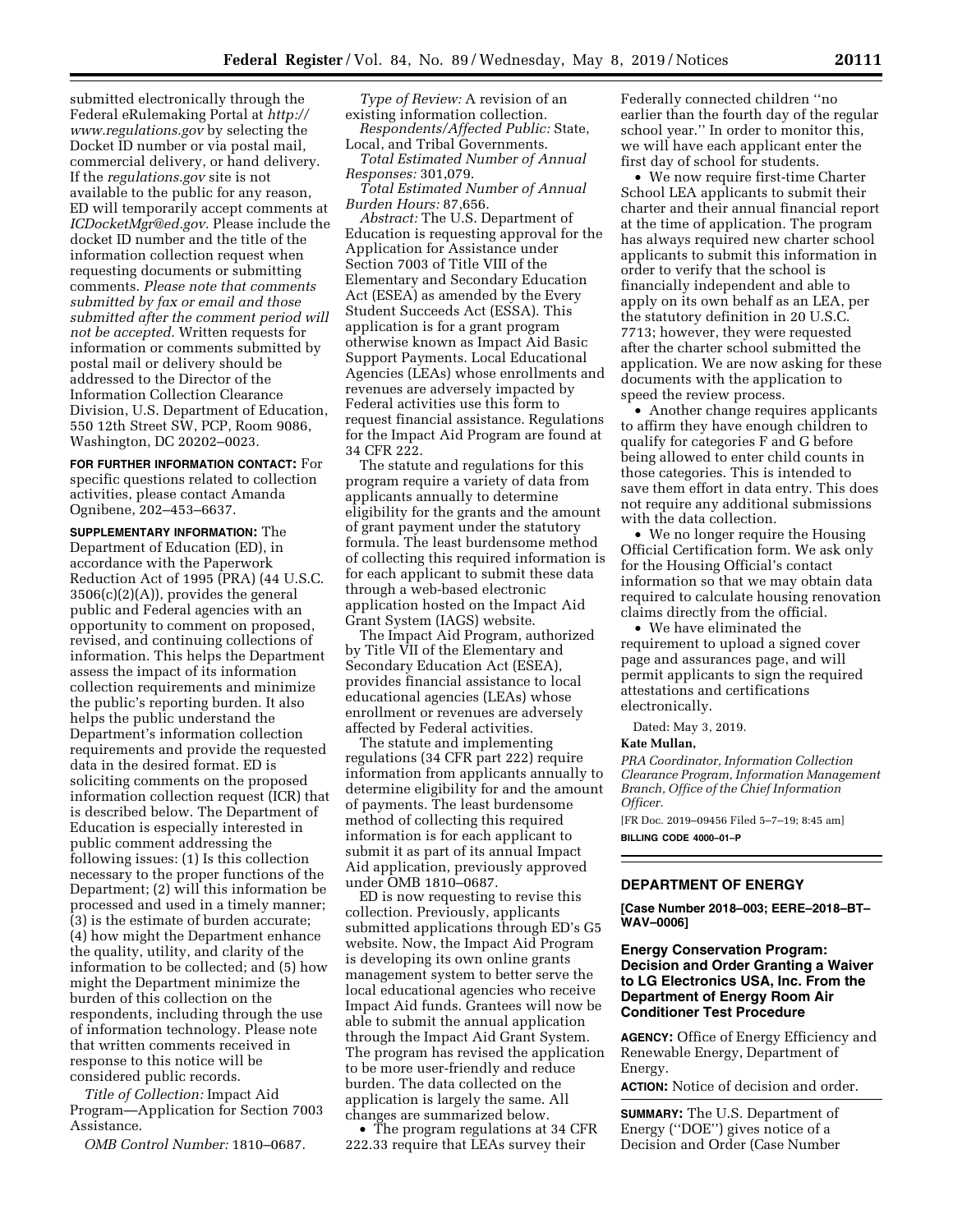submitted electronically through the Federal eRulemaking Portal at *http://www.regulations.gov* by selecting the Docket ID number or via postal mail, commercial delivery, or hand delivery. If the *regulations.gov* site is not available to the public for any reason, ED will temporarily accept comments at *ICDocketMgr@ed.gov.* Please include the docket ID number and the title of the information collection request when requesting documents or submitting comments. *Please note that comments submitted by fax or email and those submitted after the comment period will not be accepted.* Written requests for information or comments submitted by postal mail or delivery should be addressed to the Director of the Information Collection Clearance Division, U.S. Department of Education, 550 12th Street SW, PCP, Room 9086, Washington, DC 20202–0023.

**FOR FURTHER INFORMATION CONTACT:** For specific questions related to collection activities, please contact Amanda Ognibene, 202–453–6637.

**SUPPLEMENTARY INFORMATION:** The Department of Education (ED), in accordance with the Paperwork Reduction Act of 1995 (PRA) (44 U.S.C. 3506(c)(2)(A)), provides the general public and Federal agencies with an opportunity to comment on proposed, revised, and continuing collections of information. This helps the Department assess the impact of its information collection requirements and minimize the public's reporting burden. It also helps the public understand the Department's information collection requirements and provide the requested data in the desired format. ED is soliciting comments on the proposed information collection request (ICR) that is described below. The Department of Education is especially interested in public comment addressing the following issues: (1) Is this collection necessary to the proper functions of the Department; (2) will this information be processed and used in a timely manner; (3) is the estimate of burden accurate; (4) how might the Department enhance the quality, utility, and clarity of the information to be collected; and (5) how might the Department minimize the burden of this collection on the respondents, including through the use of information technology. Please note that written comments received in response to this notice will be considered public records.

*Title of Collection:* Impact Aid Program—Application for Section 7003 Assistance.

*OMB Control Number:* 1810–0687.

*Type of Review:* A revision of an existing information collection.

*Respondents/Affected Public:* State, Local, and Tribal Governments.

*Total Estimated Number of Annual Responses:* 301,079.

*Total Estimated Number of Annual Burden Hours:* 87,656.

*Abstract:* The U.S. Department of Education is requesting approval for the Application for Assistance under Section 7003 of Title VIII of the Elementary and Secondary Education Act (ESEA) as amended by the Every Student Succeeds Act (ESSA). This application is for a grant program otherwise known as Impact Aid Basic Support Payments. Local Educational Agencies (LEAs) whose enrollments and revenues are adversely impacted by Federal activities use this form to request financial assistance. Regulations for the Impact Aid Program are found at 34 CFR 222.

The statute and regulations for this program require a variety of data from applicants annually to determine eligibility for the grants and the amount of grant payment under the statutory formula. The least burdensome method of collecting this required information is for each applicant to submit these data through a web-based electronic application hosted on the Impact Aid Grant System (IAGS) website.

The Impact Aid Program, authorized by Title VII of the Elementary and Secondary Education Act (ESEA), provides financial assistance to local educational agencies (LEAs) whose enrollment or revenues are adversely affected by Federal activities.

The statute and implementing regulations (34 CFR part 222) require information from applicants annually to determine eligibility for and the amount of payments. The least burdensome method of collecting this required information is for each applicant to submit it as part of its annual Impact Aid application, previously approved under OMB 1810–0687.

ED is now requesting to revise this collection. Previously, applicants submitted applications through ED's G5 website. Now, the Impact Aid Program is developing its own online grants management system to better serve the local educational agencies who receive Impact Aid funds. Grantees will now be able to submit the annual application through the Impact Aid Grant System. The program has revised the application to be more user-friendly and reduce burden. The data collected on the application is largely the same. All changes are summarized below.

- The program regulations at 34 CFR 222.33 require that LEAs survey their Federally connected children ''no earlier than the fourth day of the regular school year.'' In order to monitor this, we will have each applicant enter the first day of school for students.
- We now require first-time Charter School LEA applicants to submit their charter and their annual financial report at the time of application. The program has always required new charter school applicants to submit this information in order to verify that the school is financially independent and able to apply on its own behalf as an LEA, per the statutory definition in 20 U.S.C. 7713; however, they were requested after the charter school submitted the application. We are now asking for these documents with the application to speed the review process.
- Another change requires applicants to affirm they have enough children to qualify for categories F and G before being allowed to enter child counts in those categories. This is intended to save them effort in data entry. This does not require any additional submissions with the data collection.
- We no longer require the Housing Official Certification form. We ask only for the Housing Official's contact information so that we may obtain data required to calculate housing renovation claims directly from the official.
- We have eliminated the requirement to upload a signed cover page and assurances page, and will permit applicants to sign the required attestations and certifications electronically.

Dated: May 3, 2019.

**Kate Mullan,**

*PRA Coordinator, Information Collection Clearance Program, Information Management Branch, Office of the Chief Information Officer.*

[FR Doc. 2019–09456 Filed 5–7–19; 8:45 am]

**BILLING CODE 4000–01–P**

## DEPARTMENT OF ENERGY

**[Case Number 2018–003; EERE–2018–BT–WAV–0006]**

### Energy Conservation Program: Decision and Order Granting a Waiver to LG Electronics USA, Inc. From the Department of Energy Room Air Conditioner Test Procedure

**AGENCY:** Office of Energy Efficiency and Renewable Energy, Department of Energy.

**ACTION:** Notice of decision and order.

**SUMMARY:** The U.S. Department of Energy (''DOE'') gives notice of a Decision and Order (Case Number